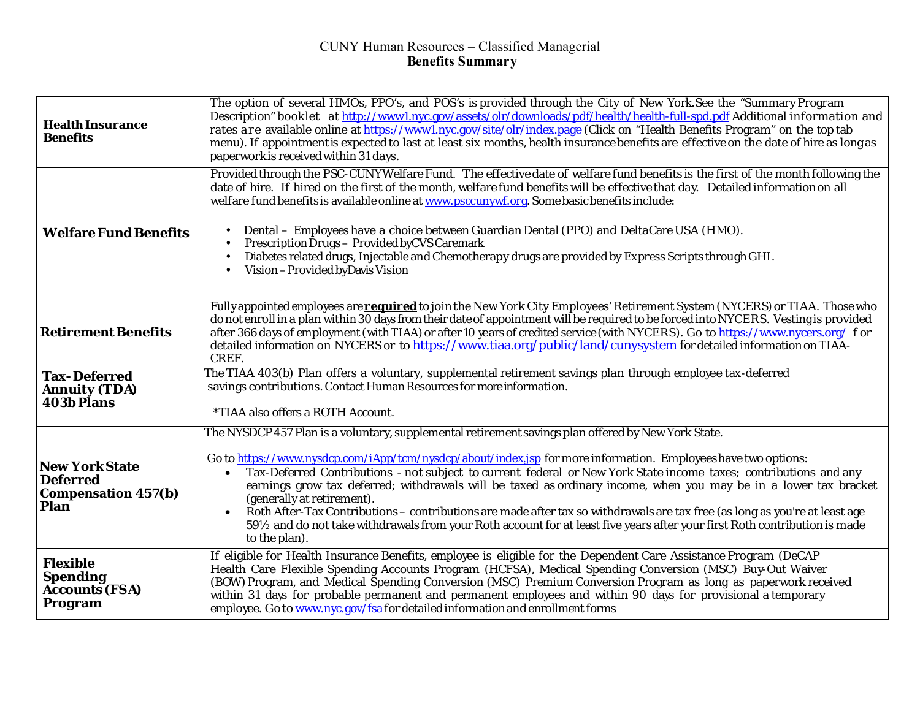CUNY Human Resources – Classified Managerial

**Benefits Summary**

| | |
|---|---|
| **Health Insurance Benefits** | The option of several HMOs, PPO's, and POS's is provided through the City of New York.See the "Summary Program Description" booklet at http://www1.nyc.gov/assets/olr/downloads/pdf/health/health-full-spd.pdf Additional information and rates are available online at https://www1.nyc.gov/site/olr/index.page (Click on "Health Benefits Program" on the top tab menu). If appointment is expected to last at least six months, health insurance benefits are effective on the date of hire as long as paperwork is received within 31 days. |
| **Welfare Fund Benefits** | Provided through the PSC-CUNY Welfare Fund. The effective date of welfare fund benefits is the first of the month following the date of hire. If hired on the first of the month, welfare fund benefits will be effective that day. Detailed information on all welfare fund benefits is available online at www.psccunywf.org. Some basic benefits include:<br><br>• Dental – Employees have a choice between Guardian Dental (PPO) and DeltaCare USA (HMO).<br>• Prescription Drugs – Provided by CVS Caremark<br>• Diabetes related drugs, Injectable and Chemotherapy drugs are provided by Express Scripts through GHI.<br>• Vision – Provided by Davis Vision |
| **Retirement Benefits** | Fully appointed employees are ***required*** to join the New York City Employees' Retirement System (NYCERS) or TIAA. Those who do not enroll in a plan within 30 days from their date of appointment will be required to be forced into NYCERS. Vesting is provided after 366 days of employment (with TIAA) or after 10 years of credited service (with NYCERS). Go to https://www.nycers.org/ for detailed information on NYCERS or to https://www.tiaa.org/public/land/cunysystem for detailed information on TIAA-CREF. |
| **Tax-Deferred Annuity (TDA) 403b Plans** | The TIAA 403(b) Plan offers a voluntary, supplemental retirement savings plan through employee tax-deferred savings contributions. Contact Human Resources for more information.<br><br>*TIAA also offers a ROTH Account. |
| **New York State Deferred Compensation 457(b) Plan** | The NYSDCP 457 Plan is a voluntary, supplemental retirement savings plan offered by New York State.<br><br>Go to https://www.nysdcp.com/iApp/tcm/nysdcp/about/index.jsp for more information. Employees have two options:<br>• Tax-Deferred Contributions - not subject to current federal or New York State income taxes; contributions and any earnings grow tax deferred; withdrawals will be taxed as ordinary income, when you may be in a lower tax bracket (generally at retirement).<br>• Roth After-Tax Contributions – contributions are made after tax so withdrawals are tax free (as long as you're at least age 59½ and do not take withdrawals from your Roth account for at least five years after your first Roth contribution is made to the plan). |
| **Flexible Spending Accounts (FSA) Program** | If eligible for Health Insurance Benefits, employee is eligible for the Dependent Care Assistance Program (DeCAP Health Care Flexible Spending Accounts Program (HCFSA), Medical Spending Conversion (MSC) Buy-Out Waiver (BOW) Program, and Medical Spending Conversion (MSC) Premium Conversion Program as long as paperwork received within 31 days for probable permanent and permanent employees and within 90 days for provisional a temporary employee. Go to www.nyc.gov/fsa for detailed information and enrollment forms |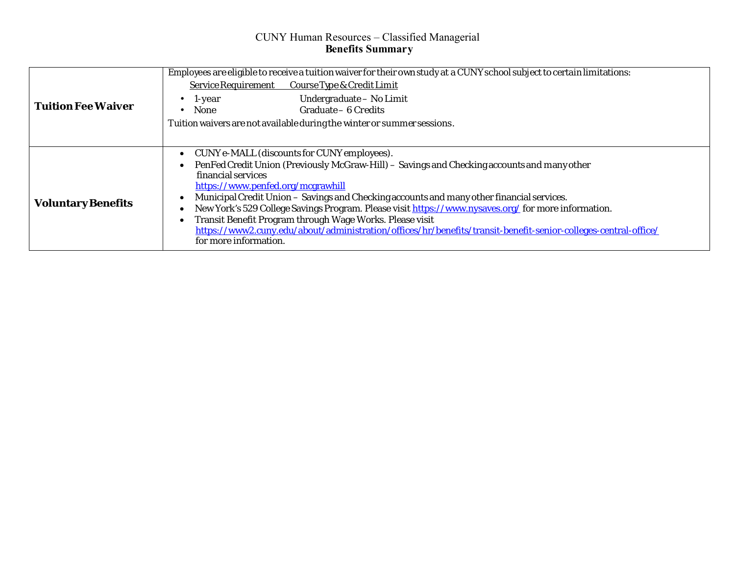CUNY Human Resources – Classified Managerial
**Benefits Summary**

| | |
|---|---|
| **Tuition Fee Waiver** | Employees are eligible to receive a tuition waiver for their own study at a CUNY school subject to certain limitations:<br>Service Requirement — Course Type & Credit Limit<br>• 1-year — Undergraduate – No Limit<br>• None — Graduate – 6 Credits<br>Tuition waivers are not available during the winter or summer sessions. |
| **Voluntary Benefits** | • CUNY e-MALL (discounts for CUNY employees).<br>• PenFed Credit Union (Previously McGraw-Hill) – Savings and Checking accounts and many other financial services https://www.penfed.org/mcgrawhill<br>• Municipal Credit Union – Savings and Checking accounts and many other financial services.<br>• New York's 529 College Savings Program. Please visit https://www.nysaves.org/ for more information.<br>• Transit Benefit Program through Wage Works. Please visit https://www2.cuny.edu/about/administration/offices/hr/benefits/transit-benefit-senior-colleges-central-office/ for more information. |